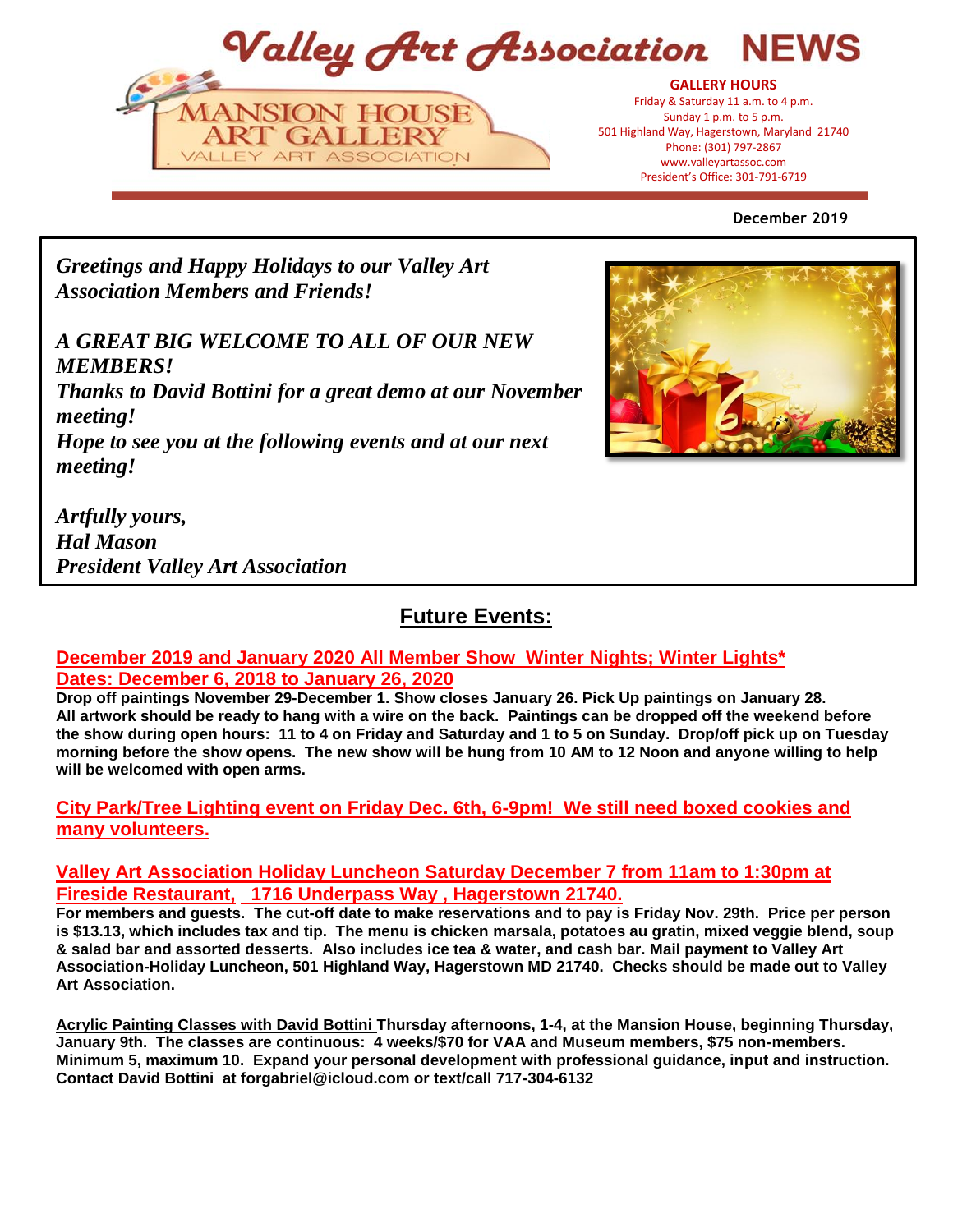# Valley Art Association NEWS

MANSION HOUSE ART GALLERY
VALLEY ART ASSOCIATION

**GALLERY HOURS**
Friday & Saturday 11 a.m. to 4 p.m.
Sunday 1 p.m. to 5 p.m.
501 Highland Way, Hagerstown, Maryland 21740
Phone: (301) 797-2867
www.valleyartassoc.com
President's Office: 301-791-6719

**December 2019**

***Greetings and Happy Holidays to our Valley Art Association Members and Friends!***

***A GREAT BIG WELCOME TO ALL OF OUR NEW MEMBERS!***
***Thanks to David Bottini for a great demo at our November meeting!***
***Hope to see you at the following events and at our next meeting!***

***Artfully yours,***
***Hal Mason***
***President Valley Art Association***

## Future Events:

### December 2019 and January 2020 All Member Show Winter Nights; Winter Lights*
### Dates: December 6, 2018 to January 26, 2020

**Drop off paintings November 29-December 1. Show closes January 26. Pick Up paintings on January 28. All artwork should be ready to hang with a wire on the back. Paintings can be dropped off the weekend before the show during open hours: 11 to 4 on Friday and Saturday and 1 to 5 on Sunday. Drop/off pick up on Tuesday morning before the show opens. The new show will be hung from 10 AM to 12 Noon and anyone willing to help will be welcomed with open arms.**

### City Park/Tree Lighting event on Friday Dec. 6th, 6-9pm! We still need boxed cookies and many volunteers.

### Valley Art Association Holiday Luncheon Saturday December 7 from 11am to 1:30pm at Fireside Restaurant, 1716 Underpass Way , Hagerstown 21740.

**For members and guests. The cut-off date to make reservations and to pay is Friday Nov. 29th. Price per person is $13.13, which includes tax and tip. The menu is chicken marsala, potatoes au gratin, mixed veggie blend, soup & salad bar and assorted desserts. Also includes ice tea & water, and cash bar. Mail payment to Valley Art Association-Holiday Luncheon, 501 Highland Way, Hagerstown MD 21740. Checks should be made out to Valley Art Association.**

**Acrylic Painting Classes with David Bottini Thursday afternoons, 1-4, at the Mansion House, beginning Thursday, January 9th. The classes are continuous: 4 weeks/$70 for VAA and Museum members, $75 non-members. Minimum 5, maximum 10. Expand your personal development with professional guidance, input and instruction. Contact David Bottini at forgabriel@icloud.com or text/call 717-304-6132**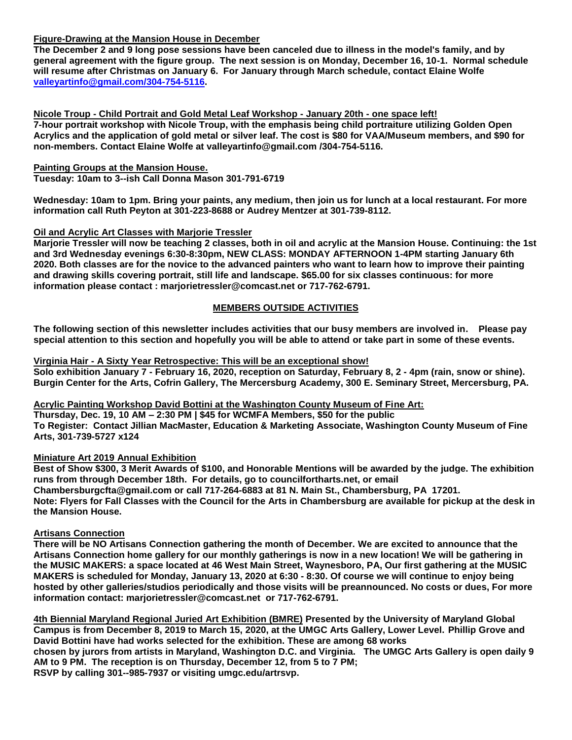**Figure-Drawing at the Mansion House in December**

**The December 2 and 9 long pose sessions have been canceled due to illness in the model's family, and by general agreement with the figure group. The next session is on Monday, December 16, 10-1. Normal schedule will resume after Christmas on January 6. For January through March schedule, contact Elaine Wolfe [valleyartinfo@gmail.com/304-754-5116](mailto:valleyartinfo@gmail.com).**

**Nicole Troup - Child Portrait and Gold Metal Leaf Workshop - January 20th - one space left!**

**7-hour portrait workshop with Nicole Troup, with the emphasis being child portraiture utilizing Golden Open Acrylics and the application of gold metal or silver leaf. The cost is $80 for VAA/Museum members, and $90 for non-members. Contact Elaine Wolfe at valleyartinfo@gmail.com /304-754-5116.**

**Painting Groups at the Mansion House.**

**Tuesday: 10am to 3--ish Call Donna Mason 301-791-6719**

**Wednesday: 10am to 1pm. Bring your paints, any medium, then join us for lunch at a local restaurant. For more information call Ruth Peyton at 301-223-8688 or Audrey Mentzer at 301-739-8112.**

**Oil and Acrylic Art Classes with Marjorie Tressler**

**Marjorie Tressler will now be teaching 2 classes, both in oil and acrylic at the Mansion House. Continuing: the 1st and 3rd Wednesday evenings 6:30-8:30pm, NEW CLASS: MONDAY AFTERNOON 1-4PM starting January 6th 2020. Both classes are for the novice to the advanced painters who want to learn how to improve their painting and drawing skills covering portrait, still life and landscape. $65.00 for six classes continuous: for more information please contact : marjorietressler@comcast.net or 717-762-6791.**

## MEMBERS OUTSIDE ACTIVITIES

**The following section of this newsletter includes activities that our busy members are involved in. Please pay special attention to this section and hopefully you will be able to attend or take part in some of these events.**

**Virginia Hair - A Sixty Year Retrospective: This will be an exceptional show!**

**Solo exhibition January 7 - February 16, 2020, reception on Saturday, February 8, 2 - 4pm (rain, snow or shine). Burgin Center for the Arts, Cofrin Gallery, The Mercersburg Academy, 300 E. Seminary Street, Mercersburg, PA.**

**Acrylic Painting Workshop David Bottini at the Washington County Museum of Fine Art:**

**Thursday, Dec. 19, 10 AM – 2:30 PM | $45 for WCMFA Members, $50 for the public**

**To Register: Contact Jillian MacMaster, Education & Marketing Associate, Washington County Museum of Fine Arts, 301-739-5727 x124**

**Miniature Art 2019 Annual Exhibition**

**Best of Show $300, 3 Merit Awards of $100, and Honorable Mentions will be awarded by the judge. The exhibition runs from through December 18th. For details, go to councilfortharts.net, or email Chambersburgcfta@gmail.com or call 717-264-6883 at 81 N. Main St., Chambersburg, PA 17201.**

**Note: Flyers for Fall Classes with the Council for the Arts in Chambersburg are available for pickup at the desk in the Mansion House.**

**Artisans Connection**

**There will be NO Artisans Connection gathering the month of December. We are excited to announce that the Artisans Connection home gallery for our monthly gatherings is now in a new location! We will be gathering in the MUSIC MAKERS: a space located at 46 West Main Street, Waynesboro, PA, Our first gathering at the MUSIC MAKERS is scheduled for Monday, January 13, 2020 at 6:30 - 8:30. Of course we will continue to enjoy being hosted by other galleries/studios periodically and those visits will be preannounced. No costs or dues, For more information contact: marjorietressler@comcast.net or 717-762-6791.**

**4th Biennial Maryland Regional Juried Art Exhibition (BMRE) Presented by the University of Maryland Global Campus is from December 8, 2019 to March 15, 2020, at the UMGC Arts Gallery, Lower Level. Phillip Grove and David Bottini have had works selected for the exhibition. These are among 68 works chosen by jurors from artists in Maryland, Washington D.C. and Virginia. The UMGC Arts Gallery is open daily 9 AM to 9 PM. The reception is on Thursday, December 12, from 5 to 7 PM; RSVP by calling 301--985-7937 or visiting umgc.edu/artrsvp.**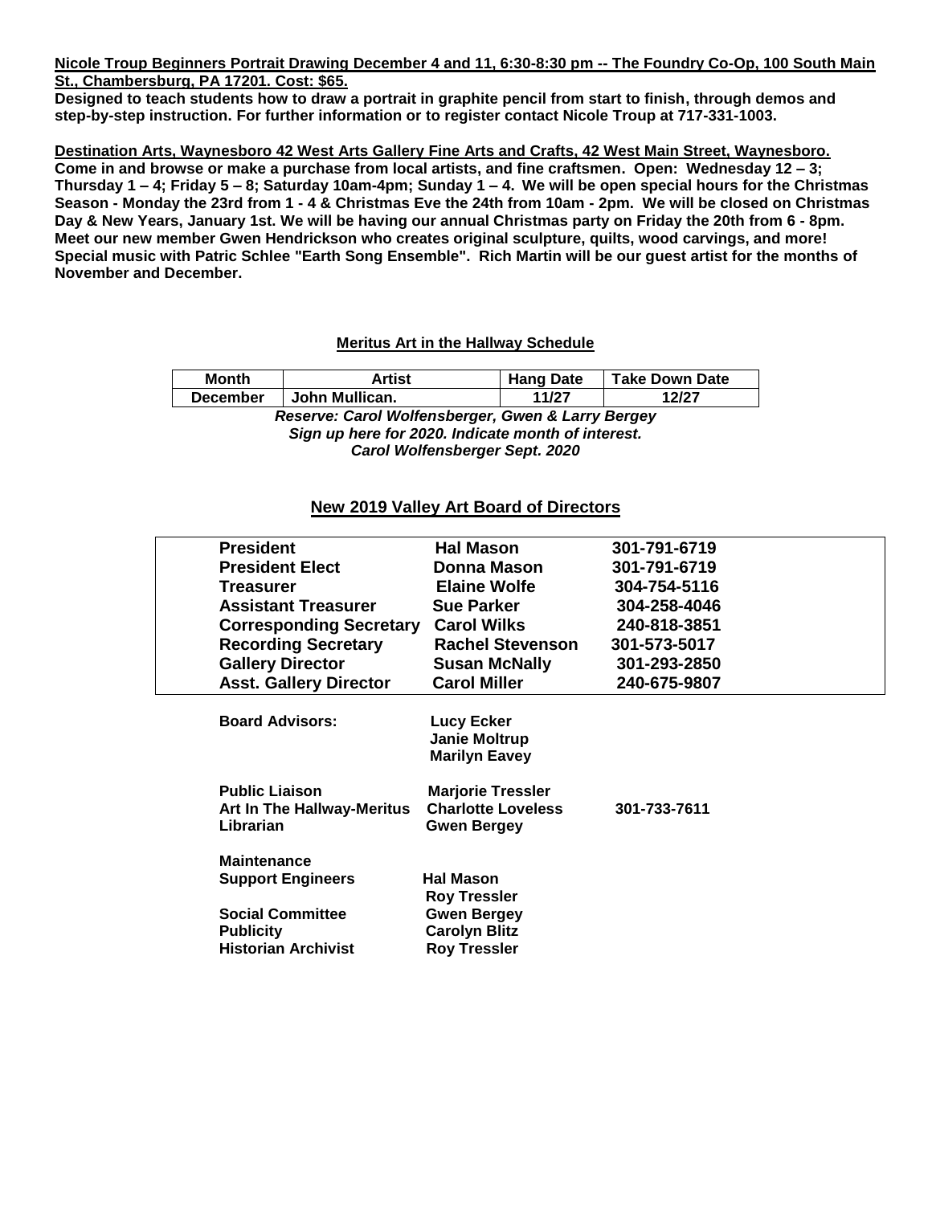**Nicole Troup Beginners Portrait Drawing December 4 and 11, 6:30-8:30 pm -- The Foundry Co-Op, 100 South Main St., Chambersburg, PA 17201. Cost: $65.**

**Designed to teach students how to draw a portrait in graphite pencil from start to finish, through demos and step-by-step instruction. For further information or to register contact Nicole Troup at 717-331-1003.**

**Destination Arts, Waynesboro 42 West Arts Gallery Fine Arts and Crafts, 42 West Main Street, Waynesboro.**

**Come in and browse or make a purchase from local artists, and fine craftsmen. Open: Wednesday 12 – 3; Thursday 1 – 4; Friday 5 – 8; Saturday 10am-4pm; Sunday 1 – 4. We will be open special hours for the Christmas Season - Monday the 23rd from 1 - 4 & Christmas Eve the 24th from 10am - 2pm. We will be closed on Christmas Day & New Years, January 1st. We will be having our annual Christmas party on Friday the 20th from 6 - 8pm. Meet our new member Gwen Hendrickson who creates original sculpture, quilts, wood carvings, and more! Special music with Patric Schlee "Earth Song Ensemble". Rich Martin will be our guest artist for the months of November and December.**

## Meritus Art in the Hallway Schedule

| Month | Artist | Hang Date | Take Down Date |
|---|---|---|---|
| December | John Mullican. | 11/27 | 12/27 |

***Reserve: Carol Wolfensberger, Gwen & Larry Bergey***
***Sign up here for 2020. Indicate month of interest.***
***Carol Wolfensberger Sept. 2020***

## New 2019 Valley Art Board of Directors

| | | |
|---|---|---|
| **President** | **Hal Mason** | **301-791-6719** |
| **President Elect** | **Donna Mason** | **301-791-6719** |
| **Treasurer** | **Elaine Wolfe** | **304-754-5116** |
| **Assistant Treasurer** | **Sue Parker** | **304-258-4046** |
| **Corresponding Secretary** | **Carol Wilks** | **240-818-3851** |
| **Recording Secretary** | **Rachel Stevenson** | **301-573-5017** |
| **Gallery Director** | **Susan McNally** | **301-293-2850** |
| **Asst. Gallery Director** | **Carol Miller** | **240-675-9807** |

| | | |
|---|---|---|
| **Board Advisors:** | **Lucy Ecker** | |
| | **Janie Moltrup** | |
| | **Marilyn Eavey** | |
| **Public Liaison** | **Marjorie Tressler** | |
| **Art In The Hallway-Meritus** | **Charlotte Loveless** | **301-733-7611** |
| **Librarian** | **Gwen Bergey** | |
| **Maintenance** | | |
| **Support Engineers** | **Hal Mason** | |
| | **Roy Tressler** | |
| **Social Committee** | **Gwen Bergey** | |
| **Publicity** | **Carolyn Blitz** | |
| **Historian Archivist** | **Roy Tressler** | |